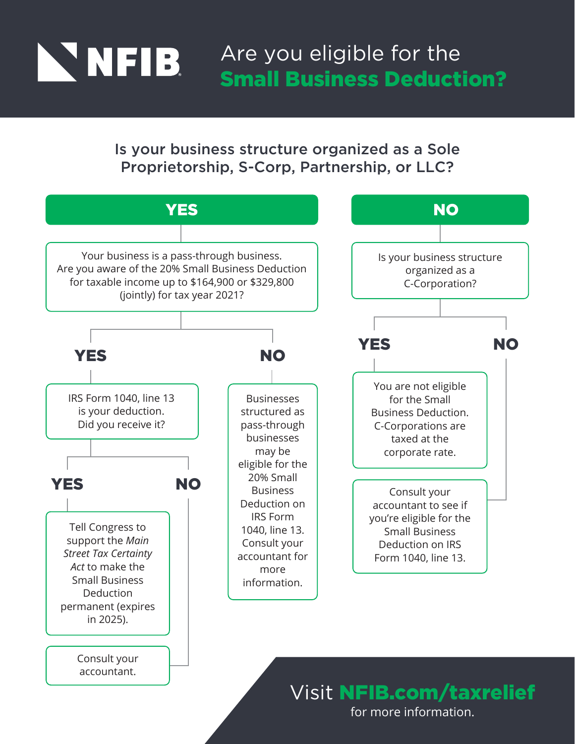# NFIB

## Are you eligible for the **Small Business Deduction?**

### Is your business structure organized as a Sole Proprietorship, S-Corp, Partnership, or LLC?

**YES**

Your business is a pass-through business. Are you aware of the 20% Small Business Deduction for taxable income up to $164,900 or $329,800 (jointly) for tax year 2021?

- **YES**

  IRS Form 1040, line 13 is your deduction. Did you receive it?

  - **YES**

    Tell Congress to support the *Main Street Tax Certainty Act* to make the Small Business Deduction permanent (expires in 2025).

  - **NO**

    Consult your accountant.

- **NO**

  Businesses structured as pass-through businesses may be eligible for the 20% Small Business Deduction on IRS Form 1040, line 13. Consult your accountant for more information.

**NO**

Is your business structure organized as a C-Corporation?

- **YES**

  You are not eligible for the Small Business Deduction. C-Corporations are taxed at the corporate rate.

- **NO**

  Consult your accountant to see if you're eligible for the Small Business Deduction on IRS Form 1040, line 13.

Visit **NFIB.com/taxrelief** for more information.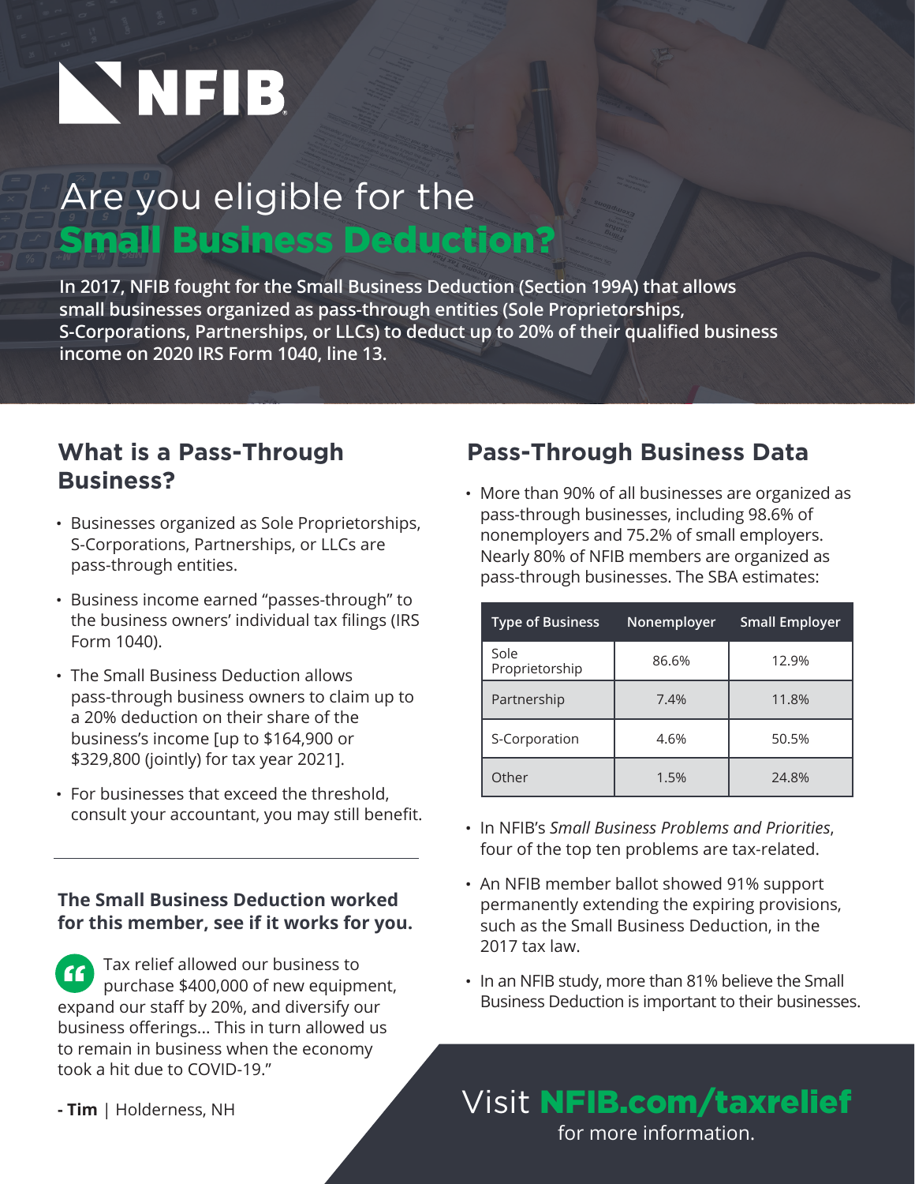NFIB

# Are you eligible for the Small Business Deduction?

**In 2017, NFIB fought for the Small Business Deduction (Section 199A) that allows small businesses organized as pass-through entities (Sole Proprietorships, S-Corporations, Partnerships, or LLCs) to deduct up to 20% of their qualified business income on 2020 IRS Form 1040, line 13.**

## What is a Pass-Through Business?

- Businesses organized as Sole Proprietorships, S-Corporations, Partnerships, or LLCs are pass-through entities.
- Business income earned "passes-through" to the business owners' individual tax filings (IRS Form 1040).
- The Small Business Deduction allows pass-through business owners to claim up to a 20% deduction on their share of the business's income [up to $164,900 or $329,800 (jointly) for tax year 2021].
- For businesses that exceed the threshold, consult your accountant, you may still benefit.

### The Small Business Deduction worked for this member, see if it works for you.

> "Tax relief allowed our business to purchase $400,000 of new equipment, expand our staff by 20%, and diversify our business offerings... This in turn allowed us to remain in business when the economy took a hit due to COVID-19."

**- Tim** | Holderness, NH

## Pass-Through Business Data

- More than 90% of all businesses are organized as pass-through businesses, including 98.6% of nonemployers and 75.2% of small employers. Nearly 80% of NFIB members are organized as pass-through businesses. The SBA estimates:

| Type of Business | Nonemployer | Small Employer |
|---|---|---|
| Sole Proprietorship | 86.6% | 12.9% |
| Partnership | 7.4% | 11.8% |
| S-Corporation | 4.6% | 50.5% |
| Other | 1.5% | 24.8% |

- In NFIB's *Small Business Problems and Priorities*, four of the top ten problems are tax-related.
- An NFIB member ballot showed 91% support permanently extending the expiring provisions, such as the Small Business Deduction, in the 2017 tax law.
- In an NFIB study, more than 81% believe the Small Business Deduction is important to their businesses.

Visit **NFIB.com/taxrelief** for more information.